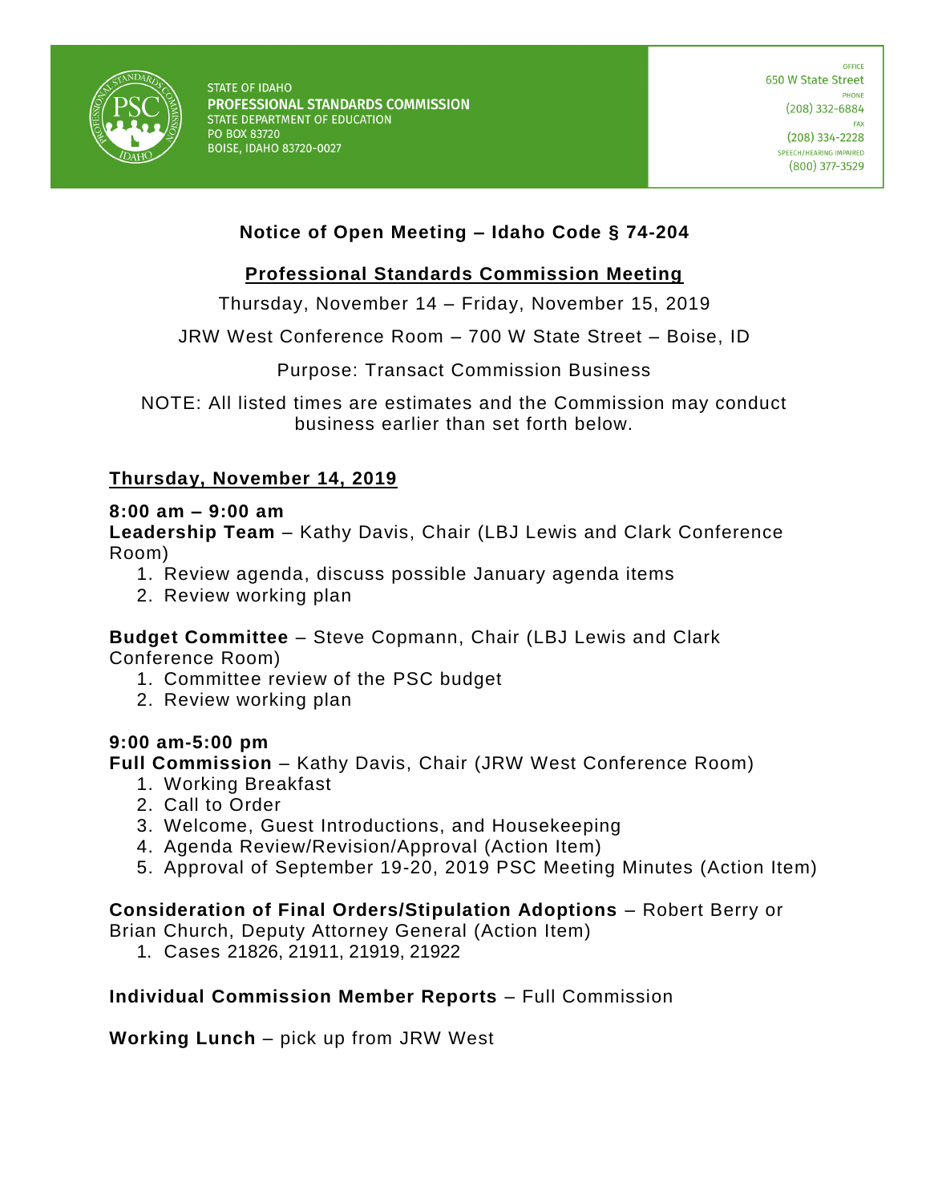STATE OF IDAHO
**PROFESSIONAL STANDARDS COMMISSION**
STATE DEPARTMENT OF EDUCATION
PO BOX 83720
BOISE, IDAHO 83720-0027

OFFICE
650 W State Street
PHONE
(208) 332-6884
FAX
(208) 334-2228
SPEECH/HEARING IMPAIRED
(800) 377-3529

**Notice of Open Meeting – Idaho Code § 74-204**

**Professional Standards Commission Meeting**

Thursday, November 14 – Friday, November 15, 2019

JRW West Conference Room – 700 W State Street – Boise, ID

Purpose: Transact Commission Business

NOTE: All listed times are estimates and the Commission may conduct business earlier than set forth below.

## Thursday, November 14, 2019

**8:00 am – 9:00 am**
**Leadership Team** – Kathy Davis, Chair (LBJ Lewis and Clark Conference Room)

1. Review agenda, discuss possible January agenda items
2. Review working plan

**Budget Committee** – Steve Copmann, Chair (LBJ Lewis and Clark Conference Room)

1. Committee review of the PSC budget
2. Review working plan

**9:00 am-5:00 pm**
**Full Commission** – Kathy Davis, Chair (JRW West Conference Room)

1. Working Breakfast
2. Call to Order
3. Welcome, Guest Introductions, and Housekeeping
4. Agenda Review/Revision/Approval (Action Item)
5. Approval of September 19-20, 2019 PSC Meeting Minutes (Action Item)

**Consideration of Final Orders/Stipulation Adoptions** – Robert Berry or Brian Church, Deputy Attorney General (Action Item)

1. Cases 21826, 21911, 21919, 21922

**Individual Commission Member Reports** – Full Commission

**Working Lunch** – pick up from JRW West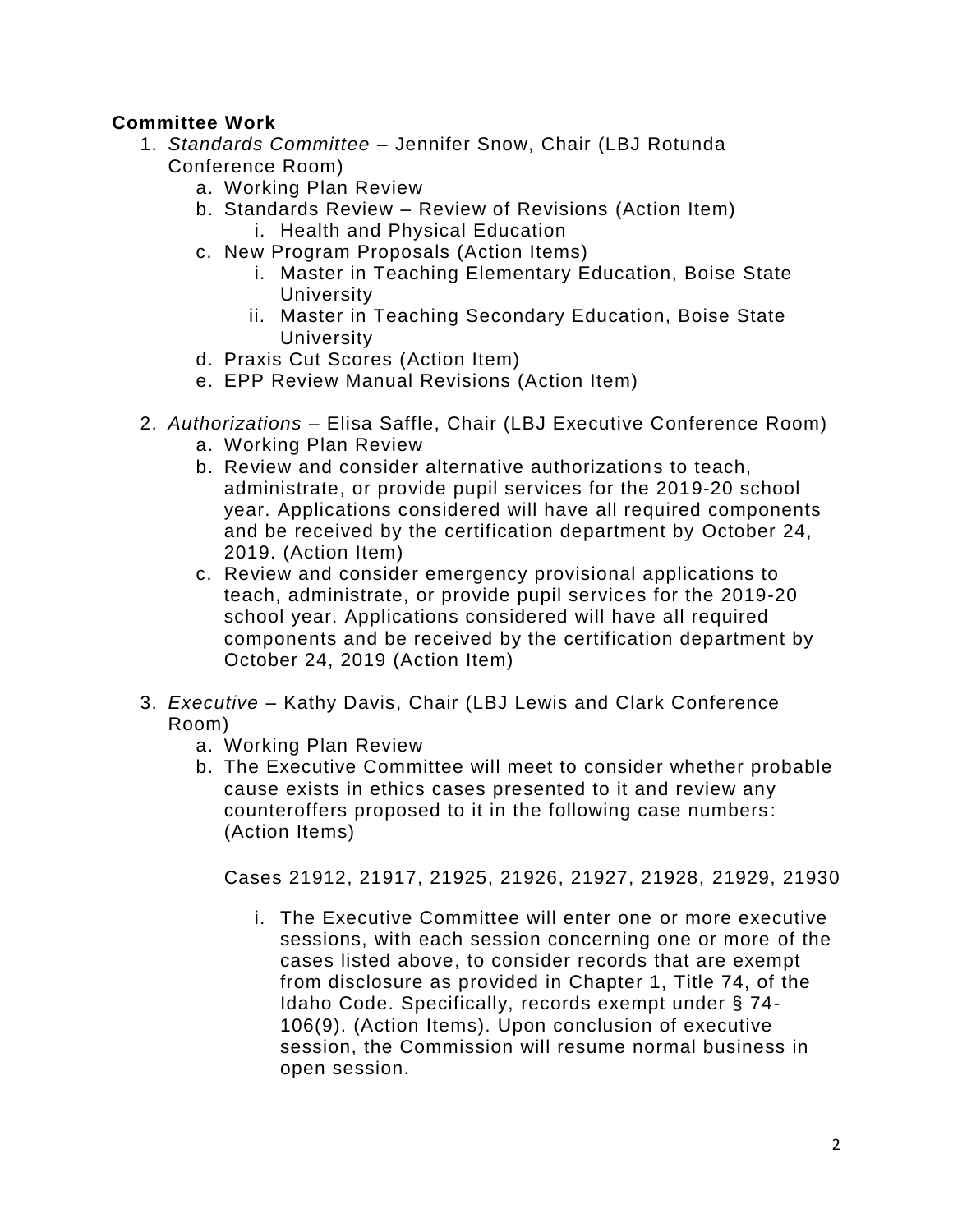**Committee Work**

1. *Standards Committee* – Jennifer Snow, Chair (LBJ Rotunda Conference Room)
    a. Working Plan Review
    b. Standards Review – Review of Revisions (Action Item)
        i. Health and Physical Education
    c. New Program Proposals (Action Items)
        i. Master in Teaching Elementary Education, Boise State University
        ii. Master in Teaching Secondary Education, Boise State University
    d. Praxis Cut Scores (Action Item)
    e. EPP Review Manual Revisions (Action Item)

2. *Authorizations* – Elisa Saffle, Chair (LBJ Executive Conference Room)
    a. Working Plan Review
    b. Review and consider alternative authorizations to teach, administrate, or provide pupil services for the 2019-20 school year. Applications considered will have all required components and be received by the certification department by October 24, 2019. (Action Item)
    c. Review and consider emergency provisional applications to teach, administrate, or provide pupil services for the 2019-20 school year. Applications considered will have all required components and be received by the certification department by October 24, 2019 (Action Item)

3. *Executive* – Kathy Davis, Chair (LBJ Lewis and Clark Conference Room)
    a. Working Plan Review
    b. The Executive Committee will meet to consider whether probable cause exists in ethics cases presented to it and review any counteroffers proposed to it in the following case numbers: (Action Items)

        Cases 21912, 21917, 21925, 21926, 21927, 21928, 21929, 21930

        i. The Executive Committee will enter one or more executive sessions, with each session concerning one or more of the cases listed above, to consider records that are exempt from disclosure as provided in Chapter 1, Title 74, of the Idaho Code. Specifically, records exempt under § 74-106(9). (Action Items). Upon conclusion of executive session, the Commission will resume normal business in open session.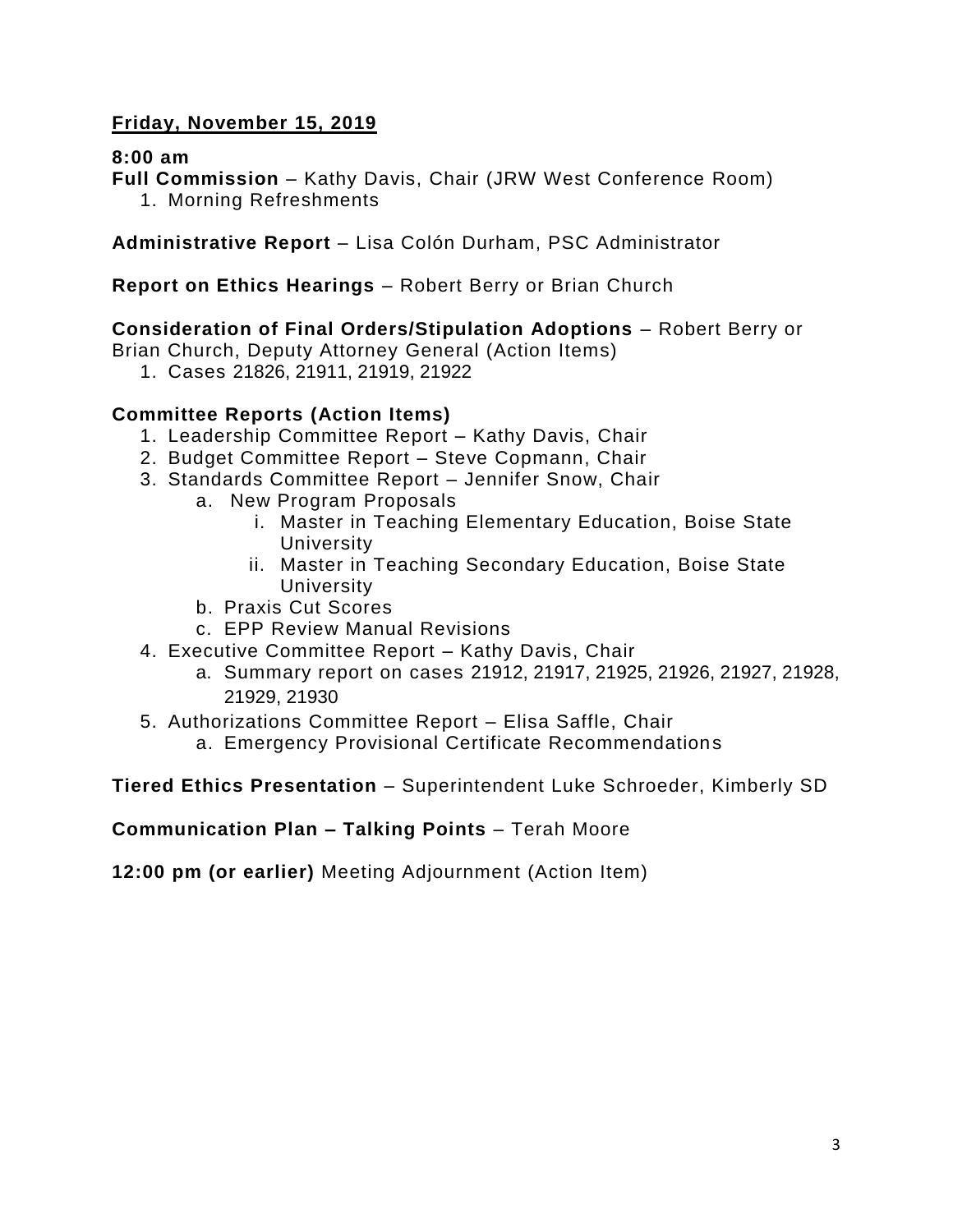**Friday, November 15, 2019**

**8:00 am**

**Full Commission** – Kathy Davis, Chair (JRW West Conference Room)

1. Morning Refreshments

**Administrative Report** – Lisa Colón Durham, PSC Administrator

**Report on Ethics Hearings** – Robert Berry or Brian Church

**Consideration of Final Orders/Stipulation Adoptions** – Robert Berry or Brian Church, Deputy Attorney General (Action Items)

1. Cases 21826, 21911, 21919, 21922

**Committee Reports (Action Items)**

1. Leadership Committee Report – Kathy Davis, Chair
2. Budget Committee Report – Steve Copmann, Chair
3. Standards Committee Report – Jennifer Snow, Chair
    a. New Program Proposals
        i. Master in Teaching Elementary Education, Boise State University
        ii. Master in Teaching Secondary Education, Boise State University
    b. Praxis Cut Scores
    c. EPP Review Manual Revisions
4. Executive Committee Report – Kathy Davis, Chair
    a. Summary report on cases 21912, 21917, 21925, 21926, 21927, 21928, 21929, 21930
5. Authorizations Committee Report – Elisa Saffle, Chair
    a. Emergency Provisional Certificate Recommendations

**Tiered Ethics Presentation** – Superintendent Luke Schroeder, Kimberly SD

**Communication Plan – Talking Points** – Terah Moore

**12:00 pm (or earlier)** Meeting Adjournment (Action Item)